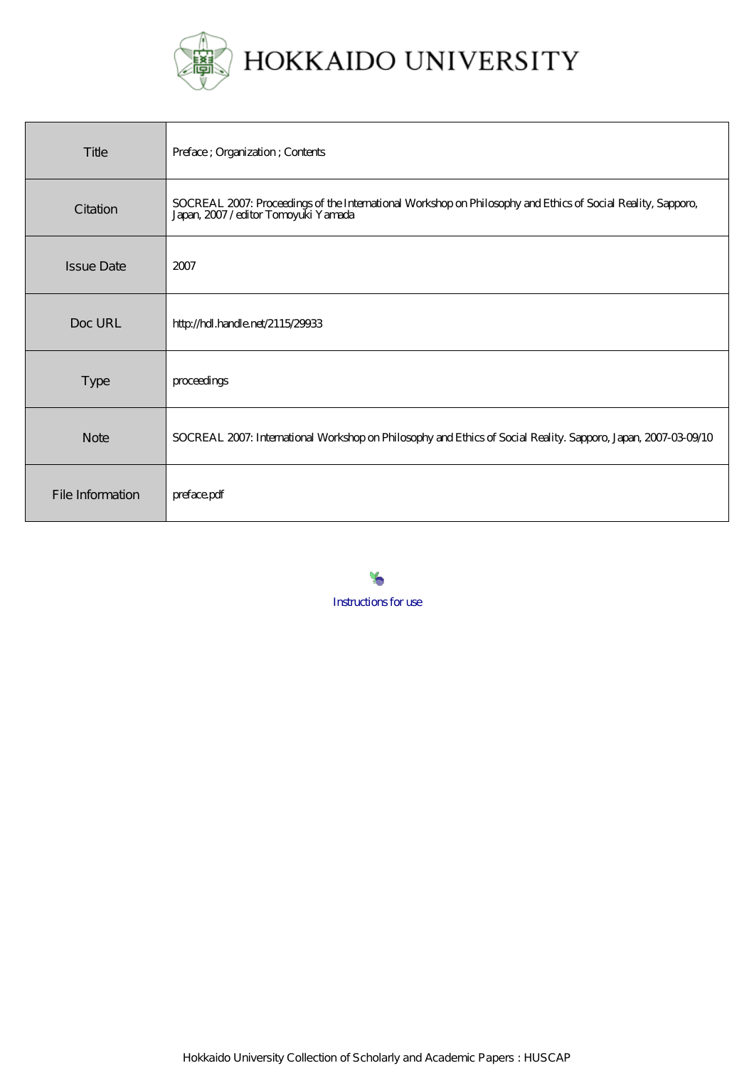# HOKKAIDO UNIVERSITY

| | |
|---|---|
| Title | Preface ; Organization ; Contents |
| Citation | SOCREAL 2007: Proceedings of the International Workshop on Philosophy and Ethics of Social Reality, Sapporo, Japan, 2007 / editor Tomoyuki Yamada |
| Issue Date | 2007 |
| Doc URL | http://hdl.handle.net/2115/29933 |
| Type | proceedings |
| Note | SOCREAL 2007: International Workshop on Philosophy and Ethics of Social Reality. Sapporo, Japan, 2007-03-09/10 |
| File Information | preface.pdf |

Instructions for use

Hokkaido University Collection of Scholarly and Academic Papers : HUSCAP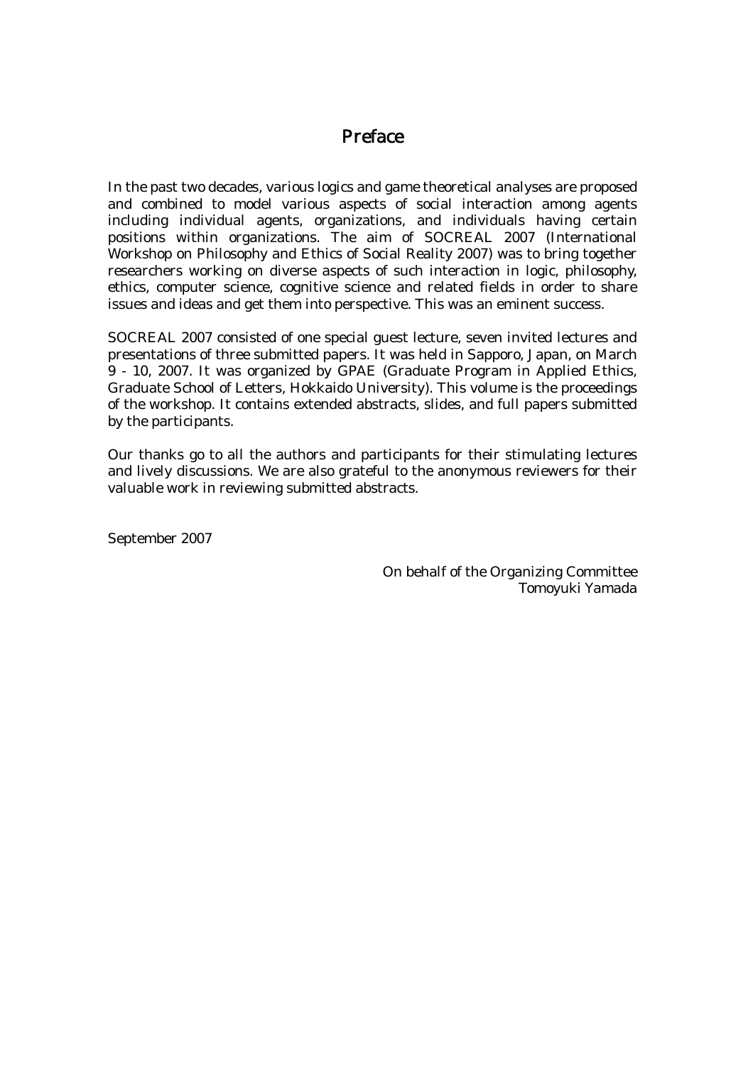# Preface

In the past two decades, various logics and game theoretical analyses are proposed and combined to model various aspects of social interaction among agents including individual agents, organizations, and individuals having certain positions within organizations. The aim of SOCREAL 2007 (International Workshop on Philosophy and Ethics of Social Reality 2007) was to bring together researchers working on diverse aspects of such interaction in logic, philosophy, ethics, computer science, cognitive science and related fields in order to share issues and ideas and get them into perspective. This was an eminent success.

SOCREAL 2007 consisted of one special guest lecture, seven invited lectures and presentations of three submitted papers. It was held in Sapporo, Japan, on March 9 - 10, 2007. It was organized by GPAE (Graduate Program in Applied Ethics, Graduate School of Letters, Hokkaido University). This volume is the proceedings of the workshop. It contains extended abstracts, slides, and full papers submitted by the participants.

Our thanks go to all the authors and participants for their stimulating lectures and lively discussions. We are also grateful to the anonymous reviewers for their valuable work in reviewing submitted abstracts.

September 2007

On behalf of the Organizing Committee
Tomoyuki Yamada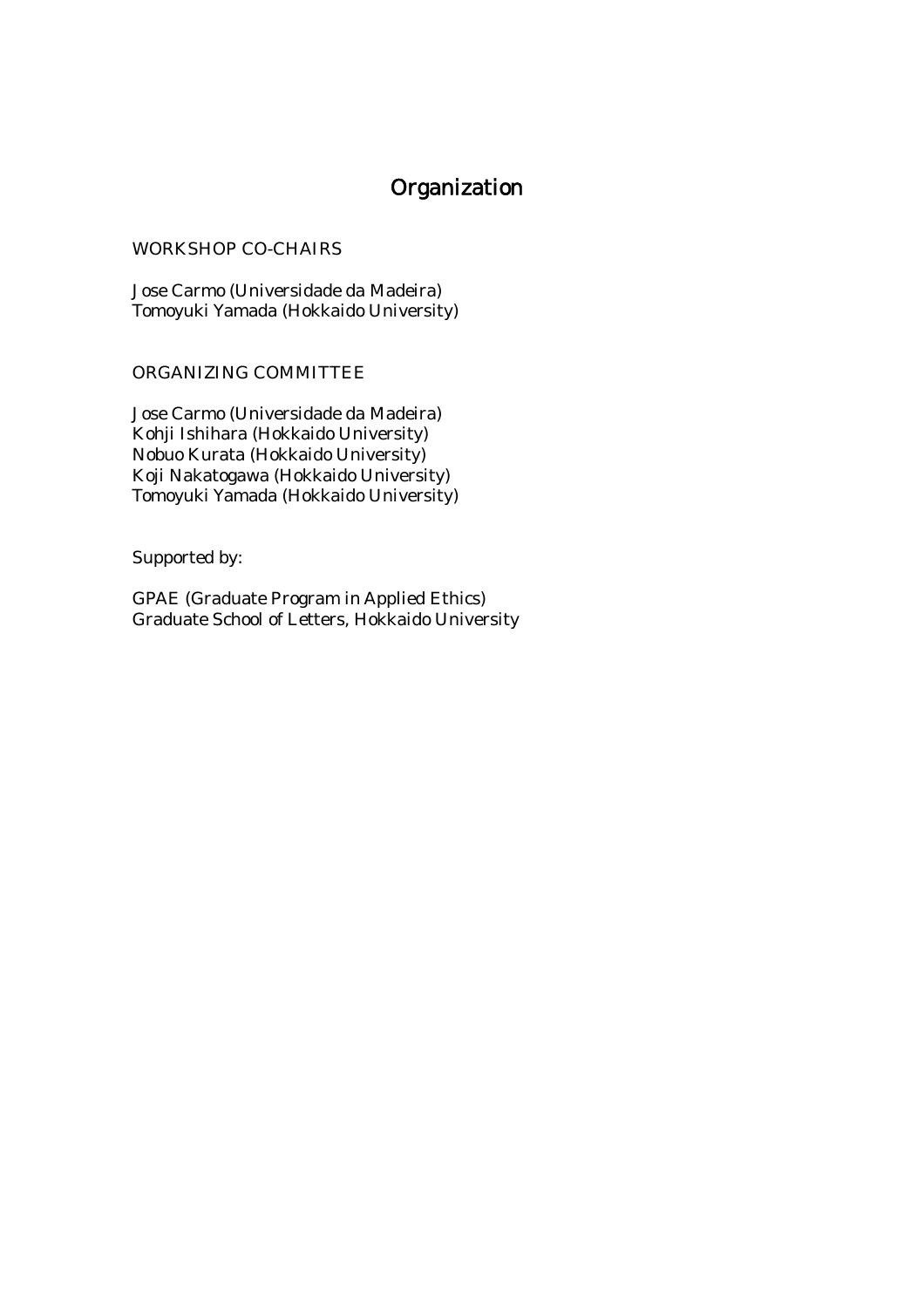# Organization

WORKSHOP CO-CHAIRS

Jose Carmo (Universidade da Madeira)
Tomoyuki Yamada (Hokkaido University)

ORGANIZING COMMITTEE

Jose Carmo (Universidade da Madeira)
Kohji Ishihara (Hokkaido University)
Nobuo Kurata (Hokkaido University)
Koji Nakatogawa (Hokkaido University)
Tomoyuki Yamada (Hokkaido University)

Supported by:

GPAE (Graduate Program in Applied Ethics)
Graduate School of Letters, Hokkaido University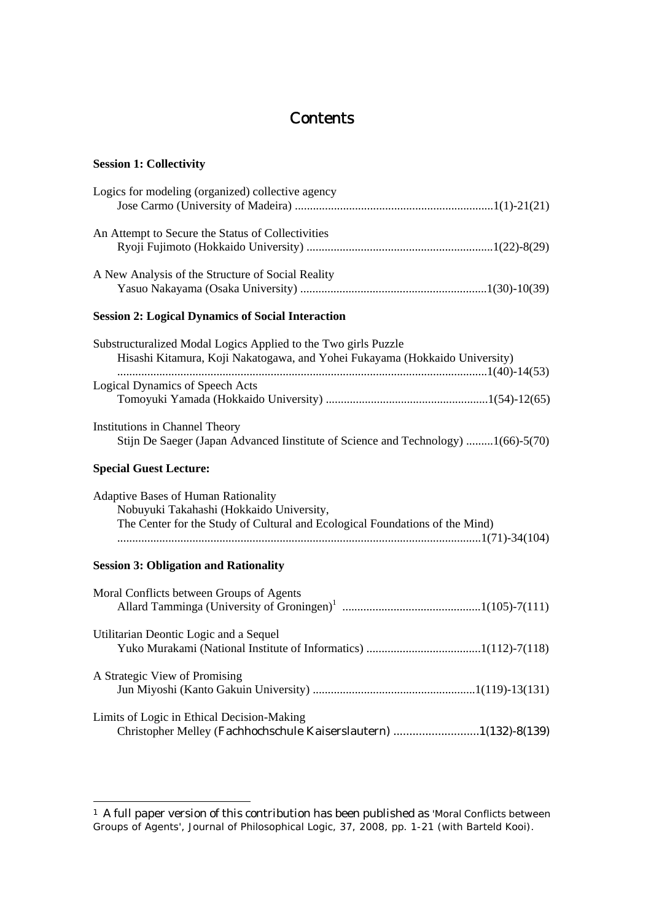# Contents

**Session 1: Collectivity**

Logics for modeling (organized) collective agency
Jose Carmo (University of Madeira) ..................................................................1(1)-21(21)

An Attempt to Secure the Status of Collectivities
Ryoji Fujimoto (Hokkaido University) ..............................................................1(22)-8(29)

A New Analysis of the Structure of Social Reality
Yasuo Nakayama (Osaka University) ..............................................................1(30)-10(39)

**Session 2: Logical Dynamics of Social Interaction**

Substructuralized Modal Logics Applied to the Two girls Puzzle
Hisashi Kitamura, Koji Nakatogawa, and Yohei Fukayama (Hokkaido University)
..........................................................................................................................1(40)-14(53)

Logical Dynamics of Speech Acts
Tomoyuki Yamada (Hokkaido University) ......................................................1(54)-12(65)

Institutions in Channel Theory
Stijn De Saeger (Japan Advanced Iinstitute of Science and Technology) .........1(66)-5(70)

**Special Guest Lecture:**

Adaptive Bases of Human Rationality
Nobuyuki Takahashi (Hokkaido University,
The Center for the Study of Cultural and Ecological Foundations of the Mind)
.........................................................................................................................1(71)-34(104)

**Session 3: Obligation and Rationality**

Moral Conflicts between Groups of Agents
Allard Tamminga (University of Groningen)[1] ..............................................1(105)-7(111)

Utilitarian Deontic Logic and a Sequel
Yuko Murakami (National Institute of Informatics) ......................................1(112)-7(118)

A Strategic View of Promising
Jun Miyoshi (Kanto Gakuin University) ......................................................1(119)-13(131)

Limits of Logic in Ethical Decision-Making
Christopher Melley (Fachhochschule Kaiserslautern) ...........................1(132)-8(139)

---

[1] A full paper version of this contribution has been published as 'Moral Conflicts between Groups of Agents', Journal of Philosophical Logic, 37, 2008, pp. 1-21 (with Barteld Kooi).